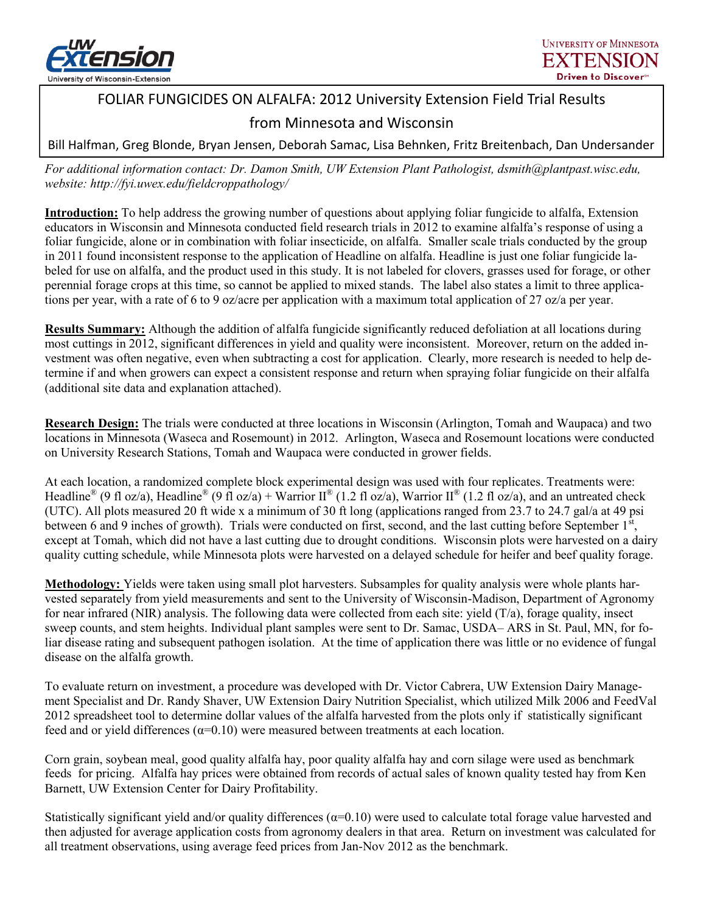# FOLIAR FUNGICIDES ON ALFALFA: 2012 University Extension Field Trial Results from Minnesota and Wisconsin

Bill Halfman, Greg Blonde, Bryan Jensen, Deborah Samac, Lisa Behnken, Fritz Breitenbach, Dan Undersander

*For additional information contact: Dr. Damon Smith, UW Extension Plant Pathologist, dsmith@plantpast.wisc.edu, website: http://fyi.uwex.edu/fieldcroppathology/*

**Introduction:** To help address the growing number of questions about applying foliar fungicide to alfalfa, Extension educators in Wisconsin and Minnesota conducted field research trials in 2012 to examine alfalfa's response of using a foliar fungicide, alone or in combination with foliar insecticide, on alfalfa. Smaller scale trials conducted by the group in 2011 found inconsistent response to the application of Headline on alfalfa. Headline is just one foliar fungicide labeled for use on alfalfa, and the product used in this study. It is not labeled for clovers, grasses used for forage, or other perennial forage crops at this time, so cannot be applied to mixed stands. The label also states a limit to three applications per year, with a rate of 6 to 9 oz/acre per application with a maximum total application of 27 oz/a per year.

**Results Summary:** Although the addition of alfalfa fungicide significantly reduced defoliation at all locations during most cuttings in 2012, significant differences in yield and quality were inconsistent. Moreover, return on the added investment was often negative, even when subtracting a cost for application. Clearly, more research is needed to help determine if and when growers can expect a consistent response and return when spraying foliar fungicide on their alfalfa (additional site data and explanation attached).

**Research Design:** The trials were conducted at three locations in Wisconsin (Arlington, Tomah and Waupaca) and two locations in Minnesota (Waseca and Rosemount) in 2012. Arlington, Waseca and Rosemount locations were conducted on University Research Stations, Tomah and Waupaca were conducted in grower fields.

At each location, a randomized complete block experimental design was used with four replicates. Treatments were: Headline® (9 fl oz/a), Headline® (9 fl oz/a) + Warrior II® (1.2 fl oz/a), Warrior II® (1.2 fl oz/a), and an untreated check (UTC). All plots measured 20 ft wide x a minimum of 30 ft long (applications ranged from 23.7 to 24.7 gal/a at 49 psi between 6 and 9 inches of growth). Trials were conducted on first, second, and the last cutting before September 1st, except at Tomah, which did not have a last cutting due to drought conditions. Wisconsin plots were harvested on a dairy quality cutting schedule, while Minnesota plots were harvested on a delayed schedule for heifer and beef quality forage.

**Methodology:** Yields were taken using small plot harvesters. Subsamples for quality analysis were whole plants harvested separately from yield measurements and sent to the University of Wisconsin-Madison, Department of Agronomy for near infrared (NIR) analysis. The following data were collected from each site: yield (T/a), forage quality, insect sweep counts, and stem heights. Individual plant samples were sent to Dr. Samac, USDA– ARS in St. Paul, MN, for foliar disease rating and subsequent pathogen isolation. At the time of application there was little or no evidence of fungal disease on the alfalfa growth.

To evaluate return on investment, a procedure was developed with Dr. Victor Cabrera, UW Extension Dairy Management Specialist and Dr. Randy Shaver, UW Extension Dairy Nutrition Specialist, which utilized Milk 2006 and FeedVal 2012 spreadsheet tool to determine dollar values of the alfalfa harvested from the plots only if statistically significant feed and or yield differences ($\alpha$=0.10) were measured between treatments at each location.

Corn grain, soybean meal, good quality alfalfa hay, poor quality alfalfa hay and corn silage were used as benchmark feeds for pricing. Alfalfa hay prices were obtained from records of actual sales of known quality tested hay from Ken Barnett, UW Extension Center for Dairy Profitability.

Statistically significant yield and/or quality differences ($\alpha$=0.10) were used to calculate total forage value harvested and then adjusted for average application costs from agronomy dealers in that area. Return on investment was calculated for all treatment observations, using average feed prices from Jan-Nov 2012 as the benchmark.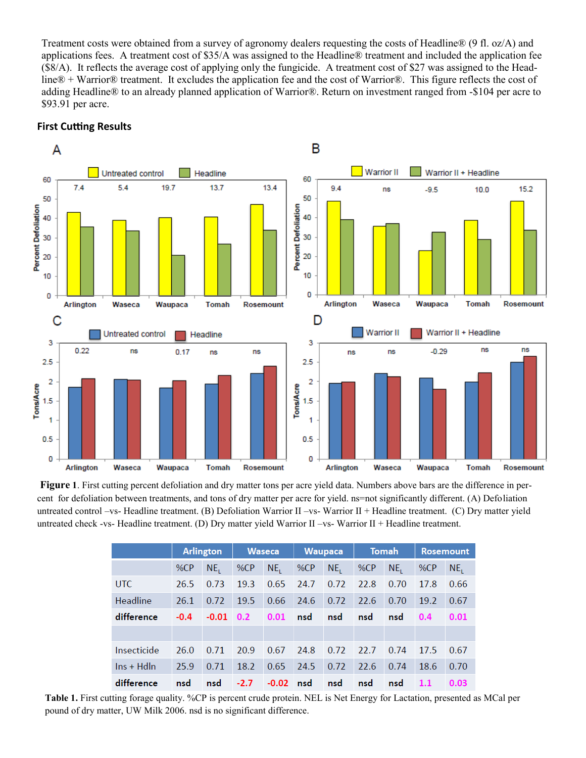Treatment costs were obtained from a survey of agronomy dealers requesting the costs of Headline® (9 fl. oz/A) and applications fees. A treatment cost of $35/A was assigned to the Headline® treatment and included the application fee ($8/A). It reflects the average cost of applying only the fungicide. A treatment cost of $27 was assigned to the Headline® + Warrior® treatment. It excludes the application fee and the cost of Warrior®. This figure reflects the cost of adding Headline® to an already planned application of Warrior®. Return on investment ranged from -$104 per acre to $93.91 per acre.

## First Cutting Results

**Figure 1**. First cutting percent defoliation and dry matter tons per acre yield data. Numbers above bars are the difference in percent for defoliation between treatments, and tons of dry matter per acre for yield. ns=not significantly different. (A) Defoliation untreated control –vs- Headline treatment. (B) Defoliation Warrior II –vs- Warrior II + Headline treatment. (C) Dry matter yield untreated check -vs- Headline treatment. (D) Dry matter yield Warrior II –vs- Warrior II + Headline treatment.

| | Arlington | | Waseca | | Waupaca | | Tomah | | Rosemount | |
|---|---|---|---|---|---|---|---|---|---|---|
| | %CP | $NE_L$ | %CP | $NE_L$ | %CP | $NE_L$ | %CP | $NE_L$ | %CP | $NE_L$ |
| UTC | 26.5 | 0.73 | 19.3 | 0.65 | 24.7 | 0.72 | 22.8 | 0.70 | 17.8 | 0.66 |
| Headline | 26.1 | 0.72 | 19.5 | 0.66 | 24.6 | 0.72 | 22.6 | 0.70 | 19.2 | 0.67 |
| **difference** | **-0.4** | **-0.01** | **0.2** | **0.01** | **nsd** | **nsd** | **nsd** | **nsd** | **0.4** | **0.01** |
| | | | | | | | | | | |
| Insecticide | 26.0 | 0.71 | 20.9 | 0.67 | 24.8 | 0.72 | 22.7 | 0.74 | 17.5 | 0.67 |
| Ins + Hdln | 25.9 | 0.71 | 18.2 | 0.65 | 24.5 | 0.72 | 22.6 | 0.74 | 18.6 | 0.70 |
| **difference** | **nsd** | **nsd** | **-2.7** | **-0.02** | **nsd** | **nsd** | **nsd** | **nsd** | **1.1** | **0.03** |

**Table 1.** First cutting forage quality. %CP is percent crude protein. NEL is Net Energy for Lactation, presented as MCal per pound of dry matter, UW Milk 2006. nsd is no significant difference.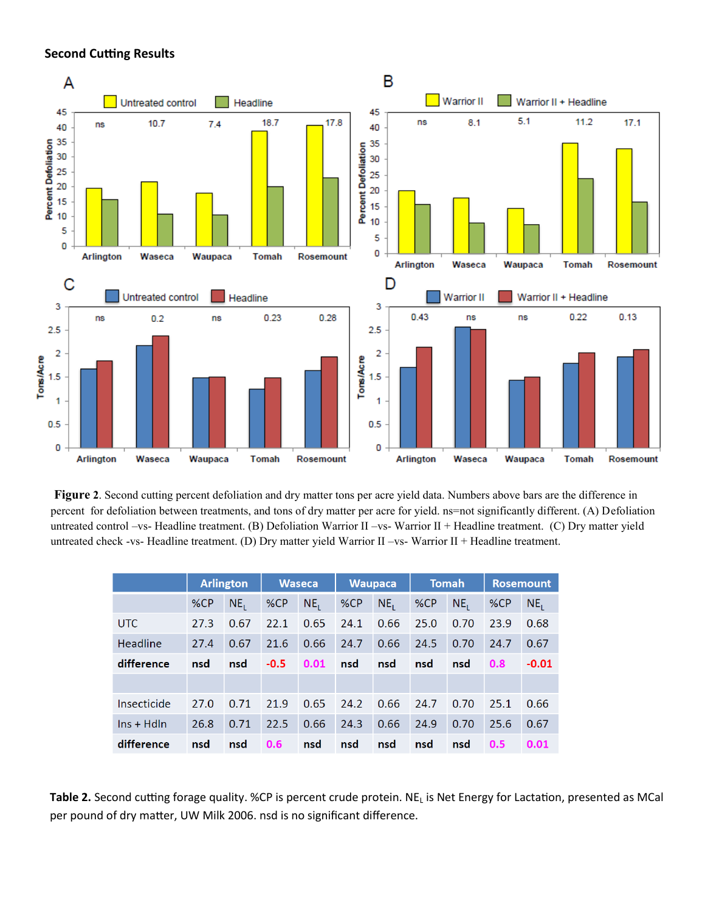**Second Cutting Results**

**Figure 2**. Second cutting percent defoliation and dry matter tons per acre yield data. Numbers above bars are the difference in percent for defoliation between treatments, and tons of dry matter per acre for yield. ns=not significantly different. (A) Defoliation untreated control –vs- Headline treatment. (B) Defoliation Warrior II –vs- Warrior II + Headline treatment. (C) Dry matter yield untreated check -vs- Headline treatment. (D) Dry matter yield Warrior II –vs- Warrior II + Headline treatment.

| | Arlington | | Waseca | | Waupaca | | Tomah | | Rosemount | |
|---|---|---|---|---|---|---|---|---|---|---|
| | %CP | $NE_L$ | %CP | $NE_L$ | %CP | $NE_L$ | %CP | $NE_L$ | %CP | $NE_L$ |
| UTC | 27.3 | 0.67 | 22.1 | 0.65 | 24.1 | 0.66 | 25.0 | 0.70 | 23.9 | 0.68 |
| Headline | 27.4 | 0.67 | 21.6 | 0.66 | 24.7 | 0.66 | 24.5 | 0.70 | 24.7 | 0.67 |
| **difference** | **nsd** | **nsd** | **-0.5** | **0.01** | **nsd** | **nsd** | **nsd** | **nsd** | **0.8** | **-0.01** |
| | | | | | | | | | | |
| Insecticide | 27.0 | 0.71 | 21.9 | 0.65 | 24.2 | 0.66 | 24.7 | 0.70 | 25.1 | 0.66 |
| Ins + Hdln | 26.8 | 0.71 | 22.5 | 0.66 | 24.3 | 0.66 | 24.9 | 0.70 | 25.6 | 0.67 |
| **difference** | **nsd** | **nsd** | **0.6** | **nsd** | **nsd** | **nsd** | **nsd** | **nsd** | **0.5** | **0.01** |

**Table 2.** Second cutting forage quality. %CP is percent crude protein. $NE_L$ is Net Energy for Lactation, presented as MCal per pound of dry matter, UW Milk 2006. nsd is no significant difference.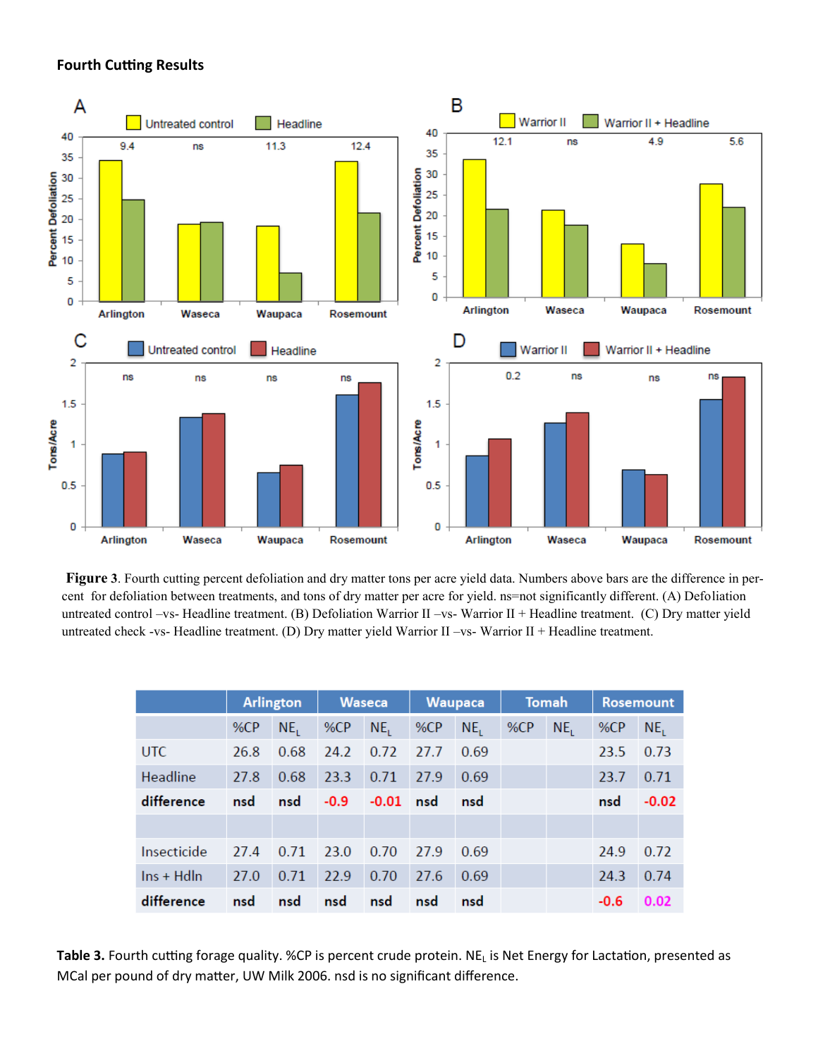**Fourth Cutting Results**

**Figure 3**. Fourth cutting percent defoliation and dry matter tons per acre yield data. Numbers above bars are the difference in percent for defoliation between treatments, and tons of dry matter per acre for yield. ns=not significantly different. (A) Defoliation untreated control –vs- Headline treatment. (B) Defoliation Warrior II –vs- Warrior II + Headline treatment. (C) Dry matter yield untreated check -vs- Headline treatment. (D) Dry matter yield Warrior II –vs- Warrior II + Headline treatment.

| | Arlington | | Waseca | | Waupaca | | Tomah | | Rosemount | |
|---|---|---|---|---|---|---|---|---|---|---|
| | %CP | $NE_L$ | %CP | $NE_L$ | %CP | $NE_L$ | %CP | $NE_L$ | %CP | $NE_L$ |
| UTC | 26.8 | 0.68 | 24.2 | 0.72 | 27.7 | 0.69 | | | 23.5 | 0.73 |
| Headline | 27.8 | 0.68 | 23.3 | 0.71 | 27.9 | 0.69 | | | 23.7 | 0.71 |
| **difference** | **nsd** | **nsd** | **-0.9** | **-0.01** | **nsd** | **nsd** | | | **nsd** | **-0.02** |
| | | | | | | | | | | |
| Insecticide | 27.4 | 0.71 | 23.0 | 0.70 | 27.9 | 0.69 | | | 24.9 | 0.72 |
| Ins + Hdln | 27.0 | 0.71 | 22.9 | 0.70 | 27.6 | 0.69 | | | 24.3 | 0.74 |
| **difference** | **nsd** | **nsd** | **nsd** | **nsd** | **nsd** | **nsd** | | | **-0.6** | **0.02** |

**Table 3.** Fourth cutting forage quality. %CP is percent crude protein. $NE_L$ is Net Energy for Lactation, presented as MCal per pound of dry matter, UW Milk 2006. nsd is no significant difference.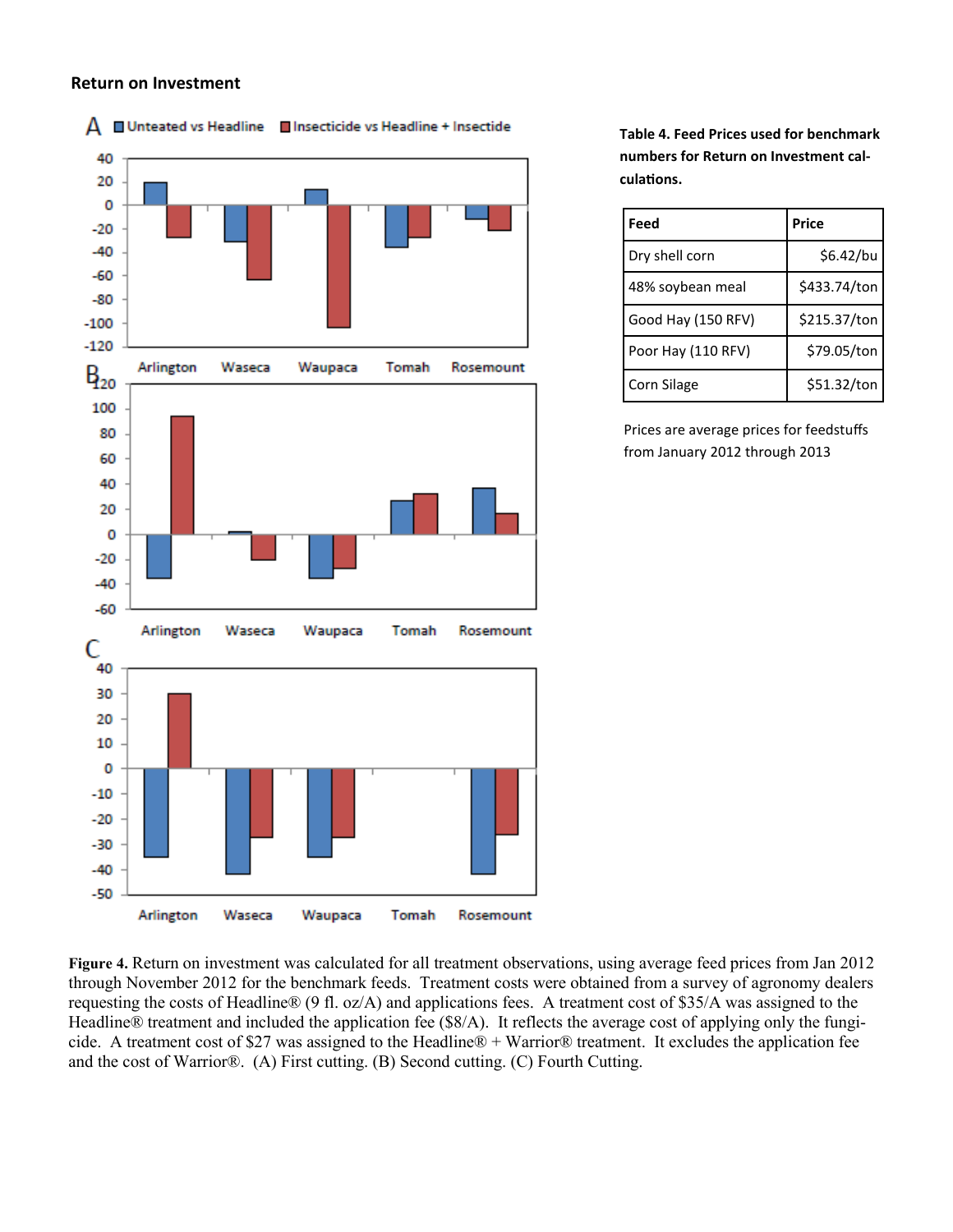### Return on Investment

A
Unteated vs Headline
Insecticide vs Headline + Insectide

40
20
0
-20
-40
-60
-80
-100
-120

Arlington Waseca Waupaca Tomah Rosemount

B
120
100
80
60
40
20
0
-20
-40
-60

Arlington Waseca Waupaca Tomah Rosemount

C
40
30
20
10
0
-10
-20
-30
-40
-50

Arlington Waseca Waupaca Tomah Rosemount

**Table 4. Feed Prices used for benchmark numbers for Return on Investment calculations.**

| Feed | Price |
| --- | --- |
| Dry shell corn | $6.42/bu |
| 48% soybean meal | $433.74/ton |
| Good Hay (150 RFV) | $215.37/ton |
| Poor Hay (110 RFV) | $79.05/ton |
| Corn Silage | $51.32/ton |

Prices are average prices for feedstuffs from January 2012 through 2013

**Figure 4.** Return on investment was calculated for all treatment observations, using average feed prices from Jan 2012 through November 2012 for the benchmark feeds. Treatment costs were obtained from a survey of agronomy dealers requesting the costs of Headline® (9 fl. oz/A) and applications fees. A treatment cost of $35/A was assigned to the Headline® treatment and included the application fee ($8/A). It reflects the average cost of applying only the fungicide. A treatment cost of $27 was assigned to the Headline® + Warrior® treatment. It excludes the application fee and the cost of Warrior®. (A) First cutting. (B) Second cutting. (C) Fourth Cutting.